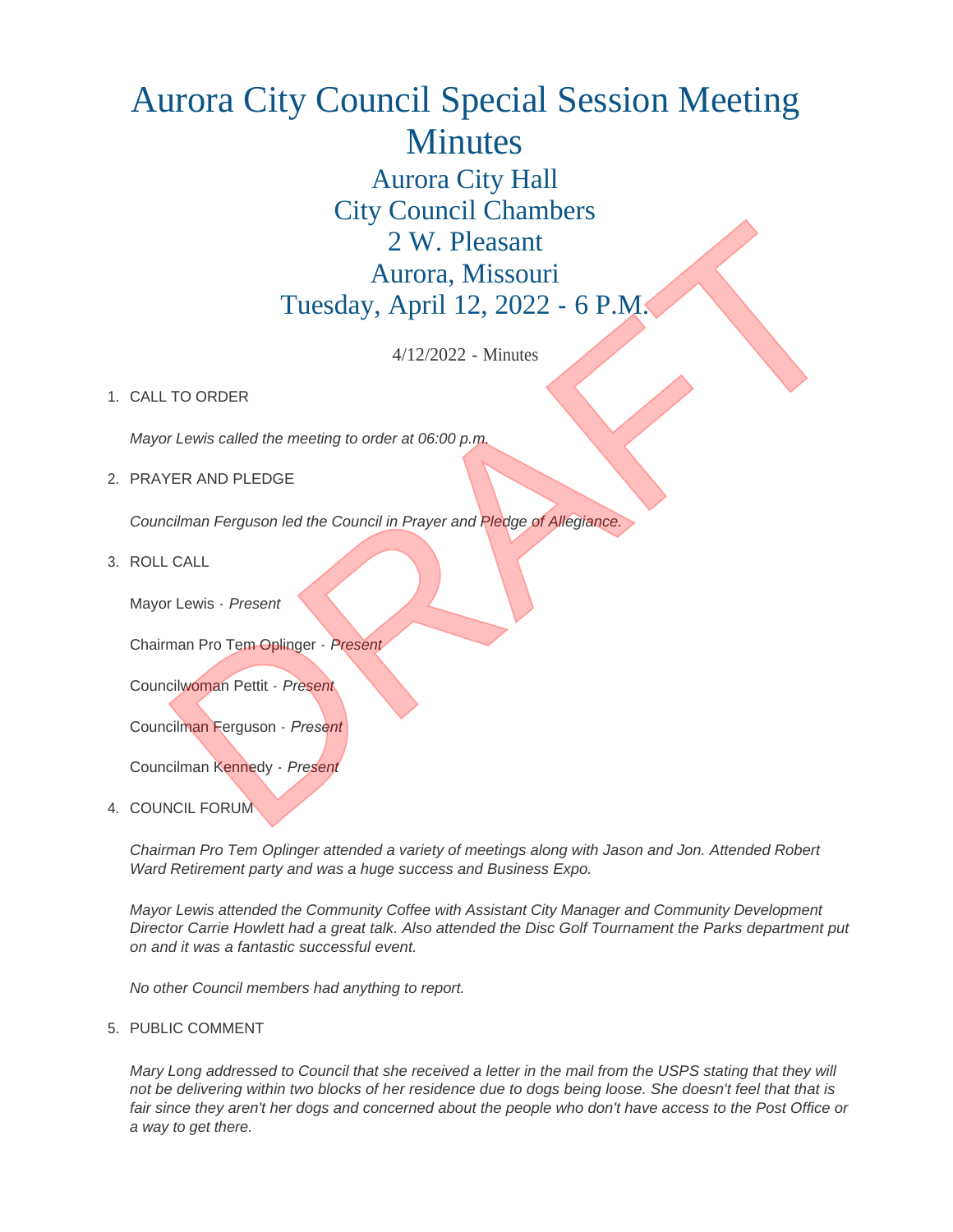# Aurora City Council Special Session Meeting Minutes

## Aurora City Hall
## City Council Chambers
## 2 W. Pleasant
## Aurora, Missouri
## Tuesday, April 12, 2022 - 6 P.M.

4/12/2022 - Minutes

1. CALL TO ORDER

   *Mayor Lewis called the meeting to order at 06:00 p.m.*

2. PRAYER AND PLEDGE

   *Councilman Ferguson led the Council in Prayer and Pledge of Allegiance.*

3. ROLL CALL

   Mayor Lewis - *Present*

   Chairman Pro Tem Oplinger - *Present*

   Councilwoman Pettit - *Present*

   Councilman Ferguson - *Present*

   Councilman Kennedy - *Present*

4. COUNCIL FORUM

   *Chairman Pro Tem Oplinger attended a variety of meetings along with Jason and Jon. Attended Robert Ward Retirement party and was a huge success and Business Expo.*

   *Mayor Lewis attended the Community Coffee with Assistant City Manager and Community Development Director Carrie Howlett had a great talk. Also attended the Disc Golf Tournament the Parks department put on and it was a fantastic successful event.*

   *No other Council members had anything to report.*

5. PUBLIC COMMENT

   *Mary Long addressed to Council that she received a letter in the mail from the USPS stating that they will not be delivering within two blocks of her residence due to dogs being loose. She doesn't feel that that is fair since they aren't her dogs and concerned about the people who don't have access to the Post Office or a way to get there.*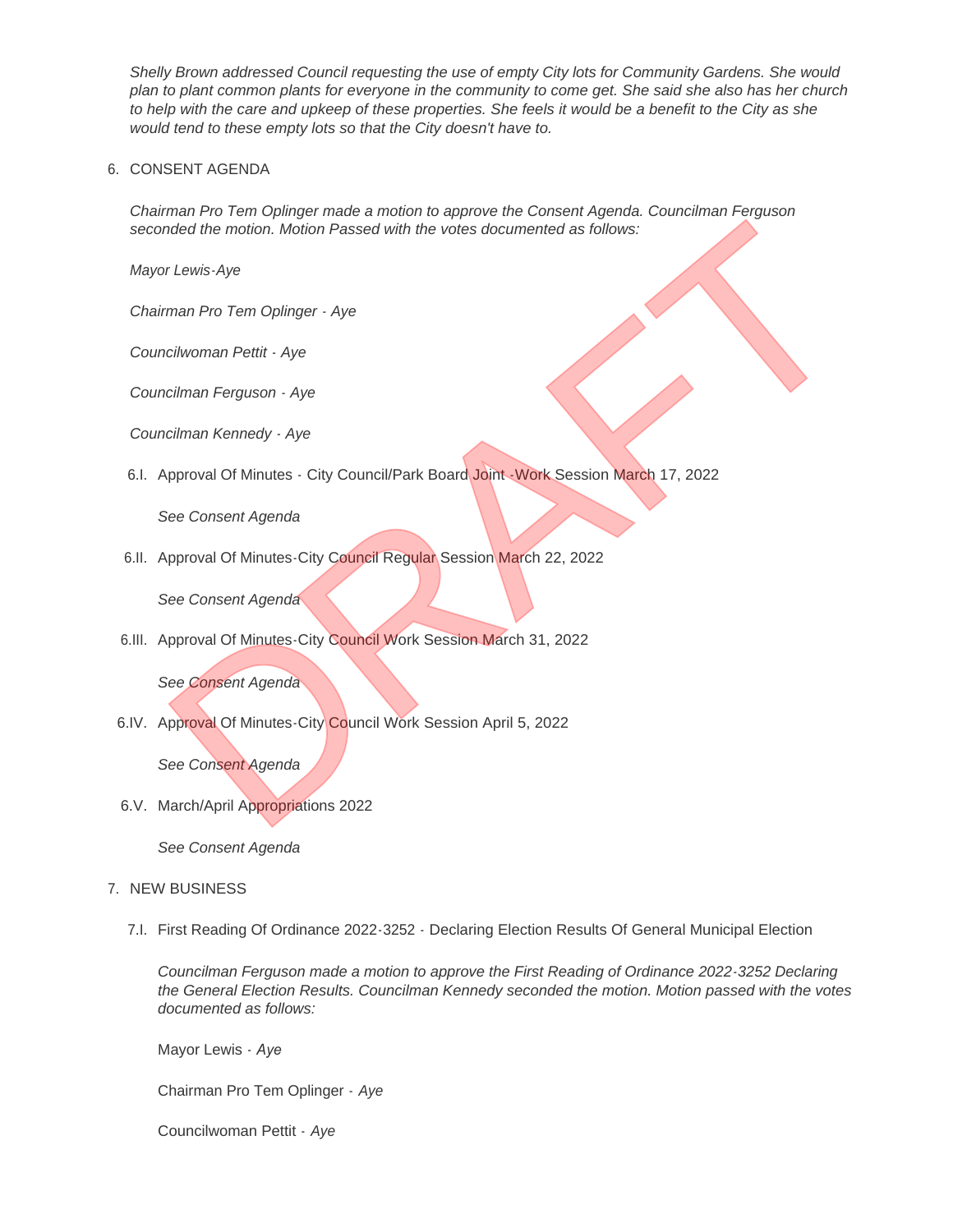*Shelly Brown addressed Council requesting the use of empty City lots for Community Gardens. She would plan to plant common plants for everyone in the community to come get. She said she also has her church to help with the care and upkeep of these properties. She feels it would be a benefit to the City as she would tend to these empty lots so that the City doesn't have to.*

6. CONSENT AGENDA

*Chairman Pro Tem Oplinger made a motion to approve the Consent Agenda. Councilman Ferguson seconded the motion. Motion Passed with the votes documented as follows:*

*Mayor Lewis-Aye*

*Chairman Pro Tem Oplinger - Aye*

*Councilwoman Pettit - Aye*

*Councilman Ferguson - Aye*

*Councilman Kennedy - Aye*

6.I. Approval Of Minutes - City Council/Park Board Joint -Work Session March 17, 2022

*See Consent Agenda*

6.II. Approval Of Minutes-City Council Regular Session March 22, 2022

*See Consent Agenda*

6.III. Approval Of Minutes-City Council Work Session March 31, 2022

*See Consent Agenda*

6.IV. Approval Of Minutes-City Council Work Session April 5, 2022

*See Consent Agenda*

6.V. March/April Appropriations 2022

*See Consent Agenda*

7. NEW BUSINESS

7.I. First Reading Of Ordinance 2022-3252 - Declaring Election Results Of General Municipal Election

*Councilman Ferguson made a motion to approve the First Reading of Ordinance 2022-3252 Declaring the General Election Results. Councilman Kennedy seconded the motion. Motion passed with the votes documented as follows:*

Mayor Lewis - *Aye*

Chairman Pro Tem Oplinger - *Aye*

Councilwoman Pettit - *Aye*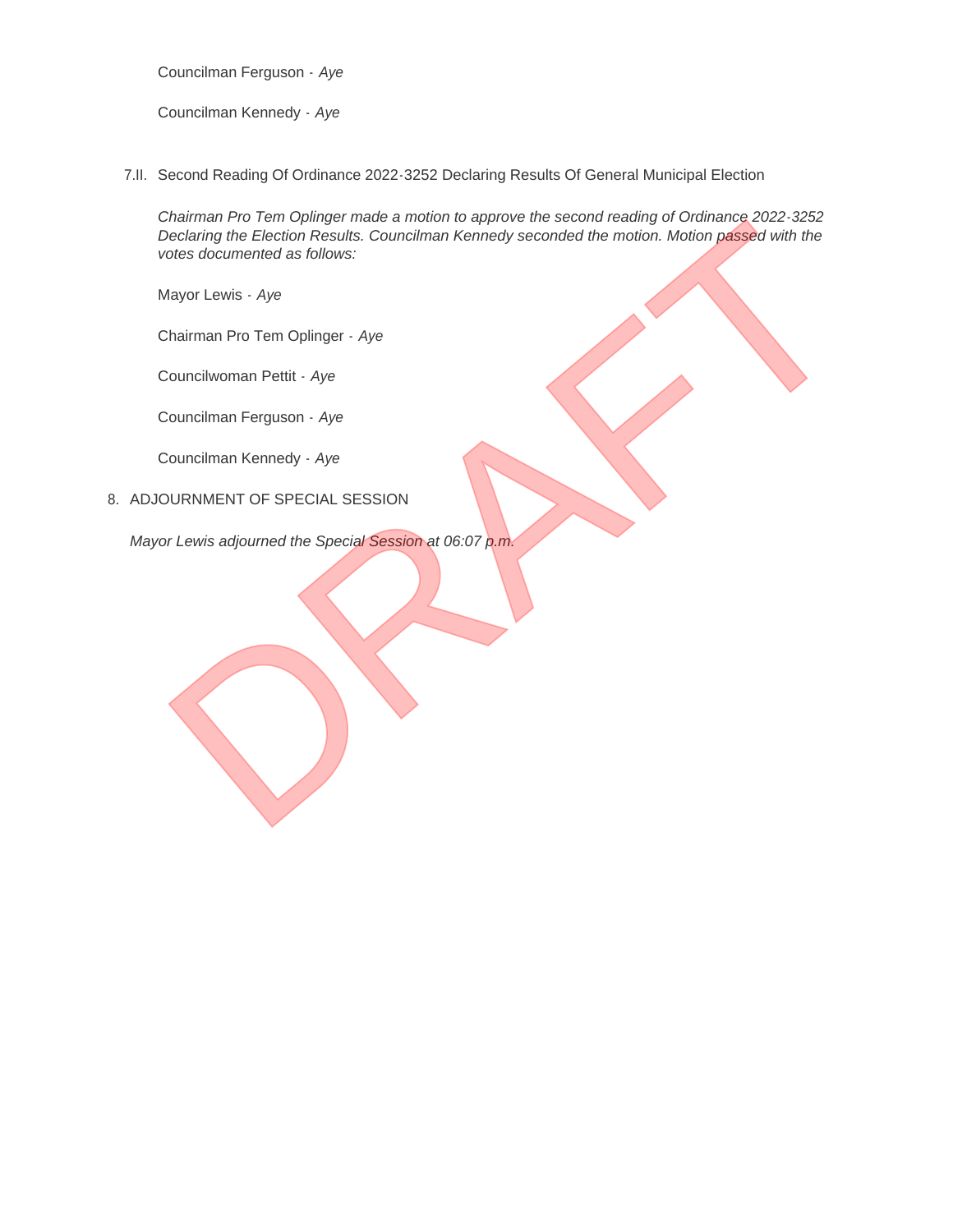Councilman Ferguson - *Aye*

Councilman Kennedy - *Aye*

7.II. Second Reading Of Ordinance 2022-3252 Declaring Results Of General Municipal Election

*Chairman Pro Tem Oplinger made a motion to approve the second reading of Ordinance 2022-3252 Declaring the Election Results. Councilman Kennedy seconded the motion. Motion passed with the votes documented as follows:*

Mayor Lewis - *Aye*

Chairman Pro Tem Oplinger - *Aye*

Councilwoman Pettit - *Aye*

Councilman Ferguson - *Aye*

Councilman Kennedy - *Aye*

8. ADJOURNMENT OF SPECIAL SESSION

*Mayor Lewis adjourned the Special Session at 06:07 p.m.*

DRAFT